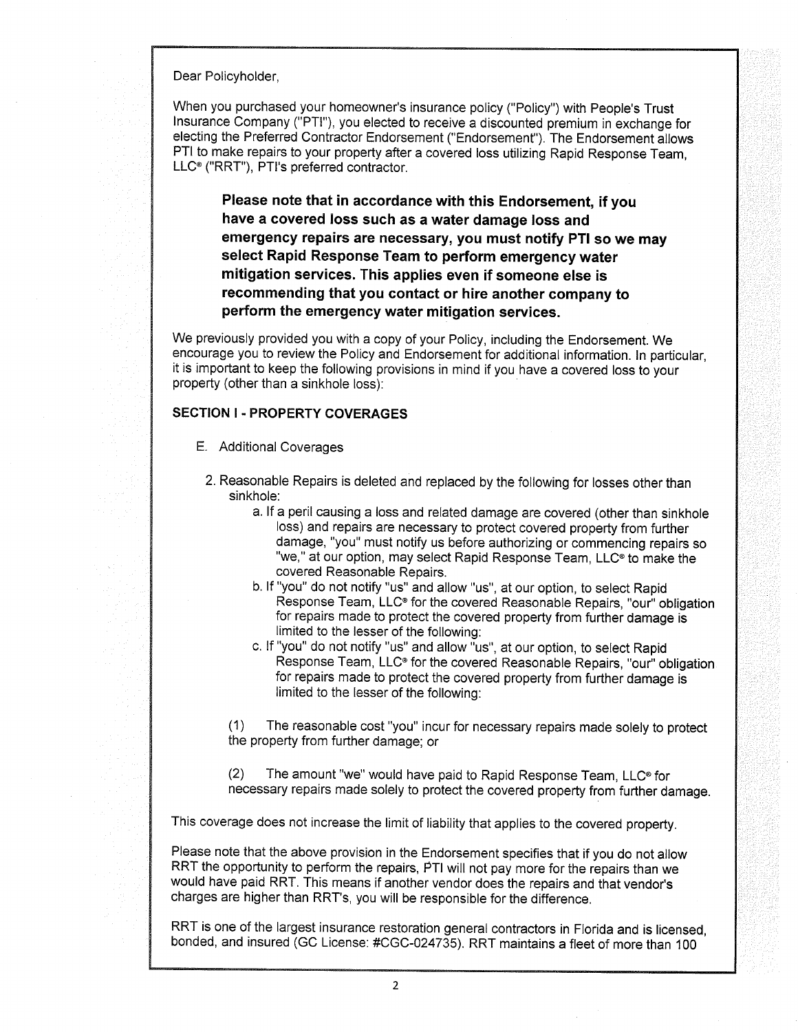Dear Policyholder,

When you purchased your homeowner's insurance policy ("Policy") with People's Trust Insurance Company ("PTI"), you elected to receive a discounted premium in exchange for electing the Preferred Contractor Endorsement ("Endorsement"). The Endorsement allows PTI to make repairs to your property after a covered loss utilizing Rapid Response Team, LLC® ("RRT"), PTI's preferred contractor.

> **Please note that in accordance with this Endorsement, if you have a covered loss such as a water damage loss and emergency repairs are necessary, you must notify PTI so we may select Rapid Response Team to perform emergency water mitigation services. This applies even if someone else is recommending that you contact or hire another company to perform the emergency water mitigation services.**

We previously provided you with a copy of your Policy, including the Endorsement. We encourage you to review the Policy and Endorsement for additional information. In particular, it is important to keep the following provisions in mind if you have a covered loss to your property (other than a sinkhole loss):

**SECTION I - PROPERTY COVERAGES**

E. Additional Coverages

2. Reasonable Repairs is deleted and replaced by the following for losses other than sinkhole:
   a. If a peril causing a loss and related damage are covered (other than sinkhole loss) and repairs are necessary to protect covered property from further damage, "you" must notify us before authorizing or commencing repairs so "we," at our option, may select Rapid Response Team, LLC® to make the covered Reasonable Repairs.
   b. If "you" do not notify "us" and allow "us", at our option, to select Rapid Response Team, LLC® for the covered Reasonable Repairs, "our" obligation for repairs made to protect the covered property from further damage is limited to the lesser of the following:
   c. If "you" do not notify "us" and allow "us", at our option, to select Rapid Response Team, LLC® for the covered Reasonable Repairs, "our" obligation for repairs made to protect the covered property from further damage is limited to the lesser of the following:

   (1) The reasonable cost "you" incur for necessary repairs made solely to protect the property from further damage; or

   (2) The amount "we" would have paid to Rapid Response Team, LLC® for necessary repairs made solely to protect the covered property from further damage.

This coverage does not increase the limit of liability that applies to the covered property.

Please note that the above provision in the Endorsement specifies that if you do not allow RRT the opportunity to perform the repairs, PTI will not pay more for the repairs than we would have paid RRT. This means if another vendor does the repairs and that vendor's charges are higher than RRT's, you will be responsible for the difference.

RRT is one of the largest insurance restoration general contractors in Florida and is licensed, bonded, and insured (GC License: #CGC-024735). RRT maintains a fleet of more than 100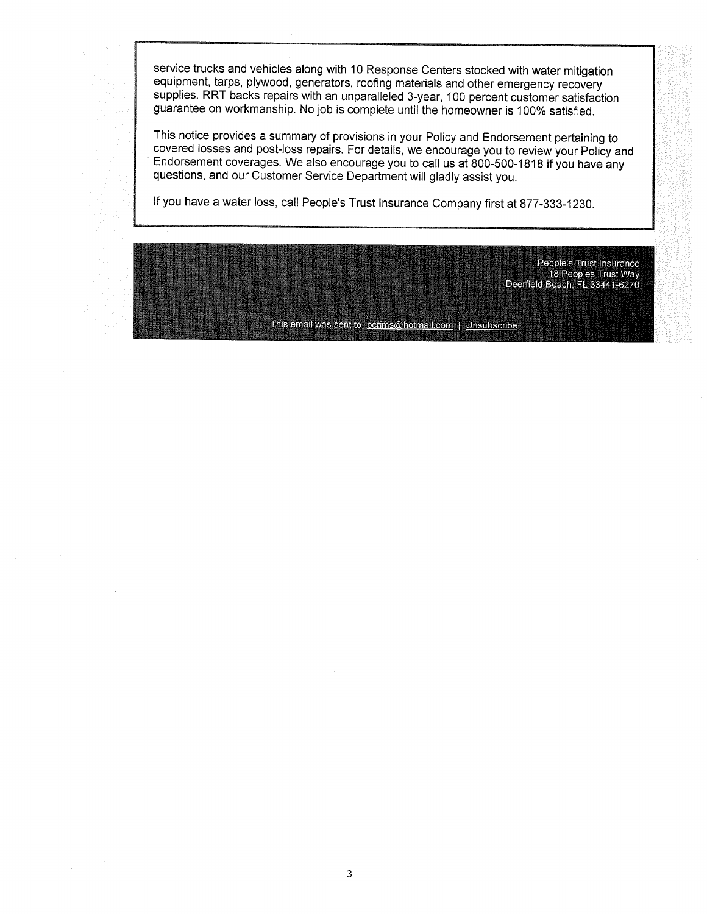service trucks and vehicles along with 10 Response Centers stocked with water mitigation equipment, tarps, plywood, generators, roofing materials and other emergency recovery supplies. RRT backs repairs with an unparalleled 3-year, 100 percent customer satisfaction guarantee on workmanship. No job is complete until the homeowner is 100% satisfied.

This notice provides a summary of provisions in your Policy and Endorsement pertaining to covered losses and post-loss repairs. For details, we encourage you to review your Policy and Endorsement coverages. We also encourage you to call us at 800-500-1818 if you have any questions, and our Customer Service Department will gladly assist you.

If you have a water loss, call People's Trust Insurance Company first at 877-333-1230.

People's Trust Insurance
18 Peoples Trust Way
Deerfield Beach, FL 33441-6270

This email was sent to: pcrims@hotmail.com | Unsubscribe